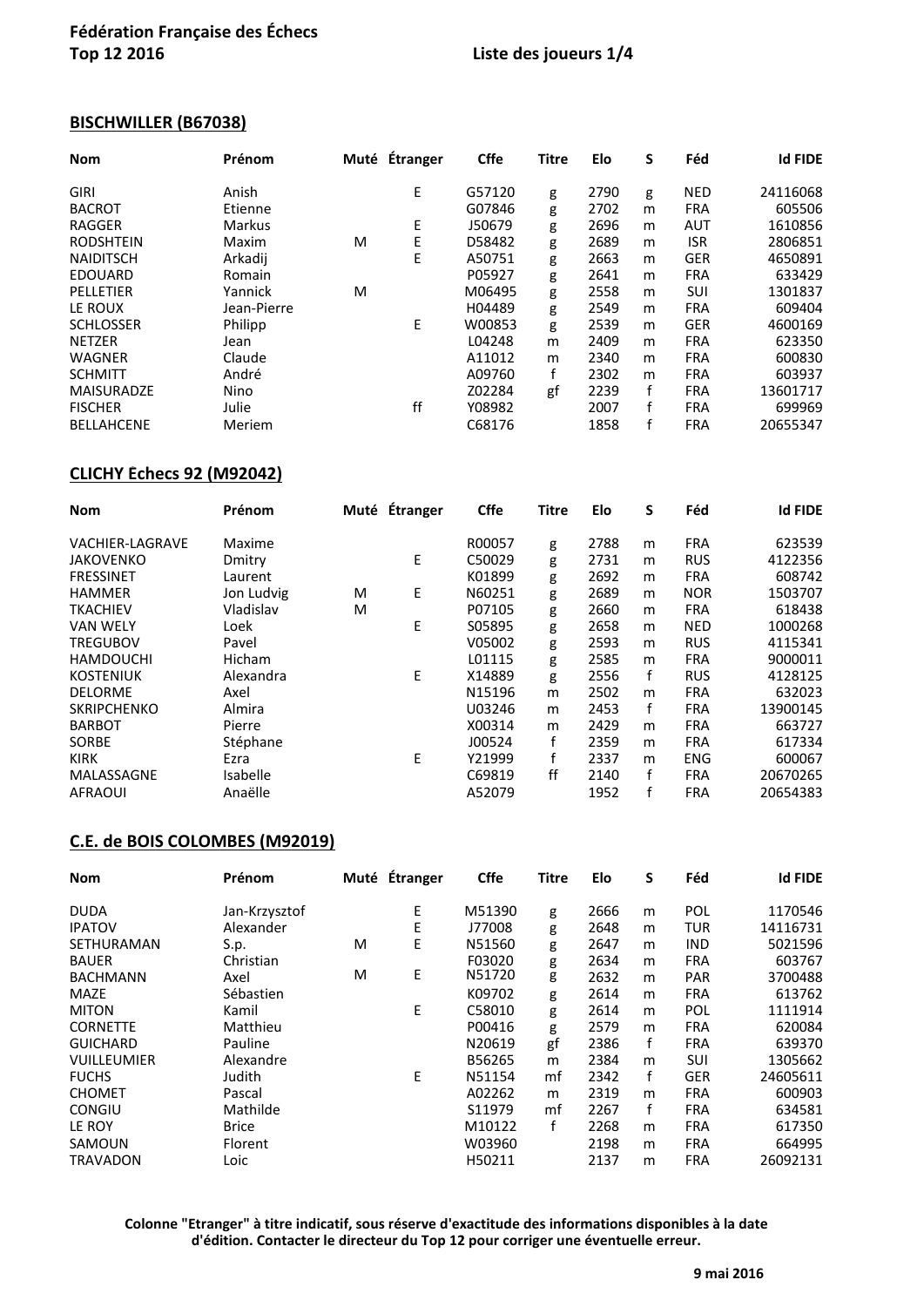**Fédération Française des Échecs**
**Top 12 2016** Liste des joueurs 1/4

## BISCHWILLER (B67038)

| Nom | Prénom | Muté | Étranger | Cffe | Titre | Elo | S | Féd | Id FIDE |
|---|---|---|---|---|---|---|---|---|---|
| GIRI | Anish | | E | G57120 | g | 2790 | g | NED | 24116068 |
| BACROT | Etienne | | | G07846 | g | 2702 | m | FRA | 605506 |
| RAGGER | Markus | | E | J50679 | g | 2696 | m | AUT | 1610856 |
| RODSHTEIN | Maxim | M | E | D58482 | g | 2689 | m | ISR | 2806851 |
| NAIDITSCH | Arkadij | | E | A50751 | g | 2663 | m | GER | 4650891 |
| EDOUARD | Romain | | | P05927 | g | 2641 | m | FRA | 633429 |
| PELLETIER | Yannick | M | | M06495 | g | 2558 | m | SUI | 1301837 |
| LE ROUX | Jean-Pierre | | | H04489 | g | 2549 | m | FRA | 609404 |
| SCHLOSSER | Philipp | | E | W00853 | g | 2539 | m | GER | 4600169 |
| NETZER | Jean | | | L04248 | m | 2409 | m | FRA | 623350 |
| WAGNER | Claude | | | A11012 | m | 2340 | m | FRA | 600830 |
| SCHMITT | André | | | A09760 | f | 2302 | m | FRA | 603937 |
| MAISURADZE | Nino | | | Z02284 | gf | 2239 | f | FRA | 13601717 |
| FISCHER | Julie | | ff | Y08982 | | 2007 | f | FRA | 699969 |
| BELLAHCENE | Meriem | | | C68176 | | 1858 | f | FRA | 20655347 |

## CLICHY Echecs 92 (M92042)

| Nom | Prénom | Muté | Étranger | Cffe | Titre | Elo | S | Féd | Id FIDE |
|---|---|---|---|---|---|---|---|---|---|
| VACHIER-LAGRAVE | Maxime | | | R00057 | g | 2788 | m | FRA | 623539 |
| JAKOVENKO | Dmitry | | E | C50029 | g | 2731 | m | RUS | 4122356 |
| FRESSINET | Laurent | | | K01899 | g | 2692 | m | FRA | 608742 |
| HAMMER | Jon Ludvig | M | E | N60251 | g | 2689 | m | NOR | 1503707 |
| TKACHIEV | Vladislav | M | | P07105 | g | 2660 | m | FRA | 618438 |
| VAN WELY | Loek | | E | S05895 | g | 2658 | m | NED | 1000268 |
| TREGUBOV | Pavel | | | V05002 | g | 2593 | m | RUS | 4115341 |
| HAMDOUCHI | Hicham | | | L01115 | g | 2585 | m | FRA | 9000011 |
| KOSTENIUK | Alexandra | | E | X14889 | g | 2556 | f | RUS | 4128125 |
| DELORME | Axel | | | N15196 | m | 2502 | m | FRA | 632023 |
| SKRIPCHENKO | Almira | | | U03246 | m | 2453 | f | FRA | 13900145 |
| BARBOT | Pierre | | | X00314 | m | 2429 | m | FRA | 663727 |
| SORBE | Stéphane | | | J00524 | f | 2359 | m | FRA | 617334 |
| KIRK | Ezra | | E | Y21999 | f | 2337 | m | ENG | 600067 |
| MALASSAGNE | Isabelle | | | C69819 | ff | 2140 | f | FRA | 20670265 |
| AFRAOUI | Anaëlle | | | A52079 | | 1952 | f | FRA | 20654383 |

## C.E. de BOIS COLOMBES (M92019)

| Nom | Prénom | Muté | Étranger | Cffe | Titre | Elo | S | Féd | Id FIDE |
|---|---|---|---|---|---|---|---|---|---|
| DUDA | Jan-Krzysztof | | E | M51390 | g | 2666 | m | POL | 1170546 |
| IPATOV | Alexander | | E | J77008 | g | 2648 | m | TUR | 14116731 |
| SETHURAMAN | S.p. | M | E | N51560 | g | 2647 | m | IND | 5021596 |
| BAUER | Christian | | | F03020 | g | 2634 | m | FRA | 603767 |
| BACHMANN | Axel | M | E | N51720 | g | 2632 | m | PAR | 3700488 |
| MAZE | Sébastien | | | K09702 | g | 2614 | m | FRA | 613762 |
| MITON | Kamil | | E | C58010 | g | 2614 | m | POL | 1111914 |
| CORNETTE | Matthieu | | | P00416 | g | 2579 | m | FRA | 620084 |
| GUICHARD | Pauline | | | N20619 | gf | 2386 | f | FRA | 639370 |
| VUILLEUMIER | Alexandre | | | B56265 | m | 2384 | m | SUI | 1305662 |
| FUCHS | Judith | | E | N51154 | mf | 2342 | f | GER | 24605611 |
| CHOMET | Pascal | | | A02262 | m | 2319 | m | FRA | 600903 |
| CONGIU | Mathilde | | | S11979 | mf | 2267 | f | FRA | 634581 |
| LE ROY | Brice | | | M10122 | f | 2268 | m | FRA | 617350 |
| SAMOUN | Florent | | | W03960 | | 2198 | m | FRA | 664995 |
| TRAVADON | Loic | | | H50211 | | 2137 | m | FRA | 26092131 |

**Colonne "Etranger" à titre indicatif, sous réserve d'exactitude des informations disponibles à la date d'édition. Contacter le directeur du Top 12 pour corriger une éventuelle erreur.**

**9 mai 2016**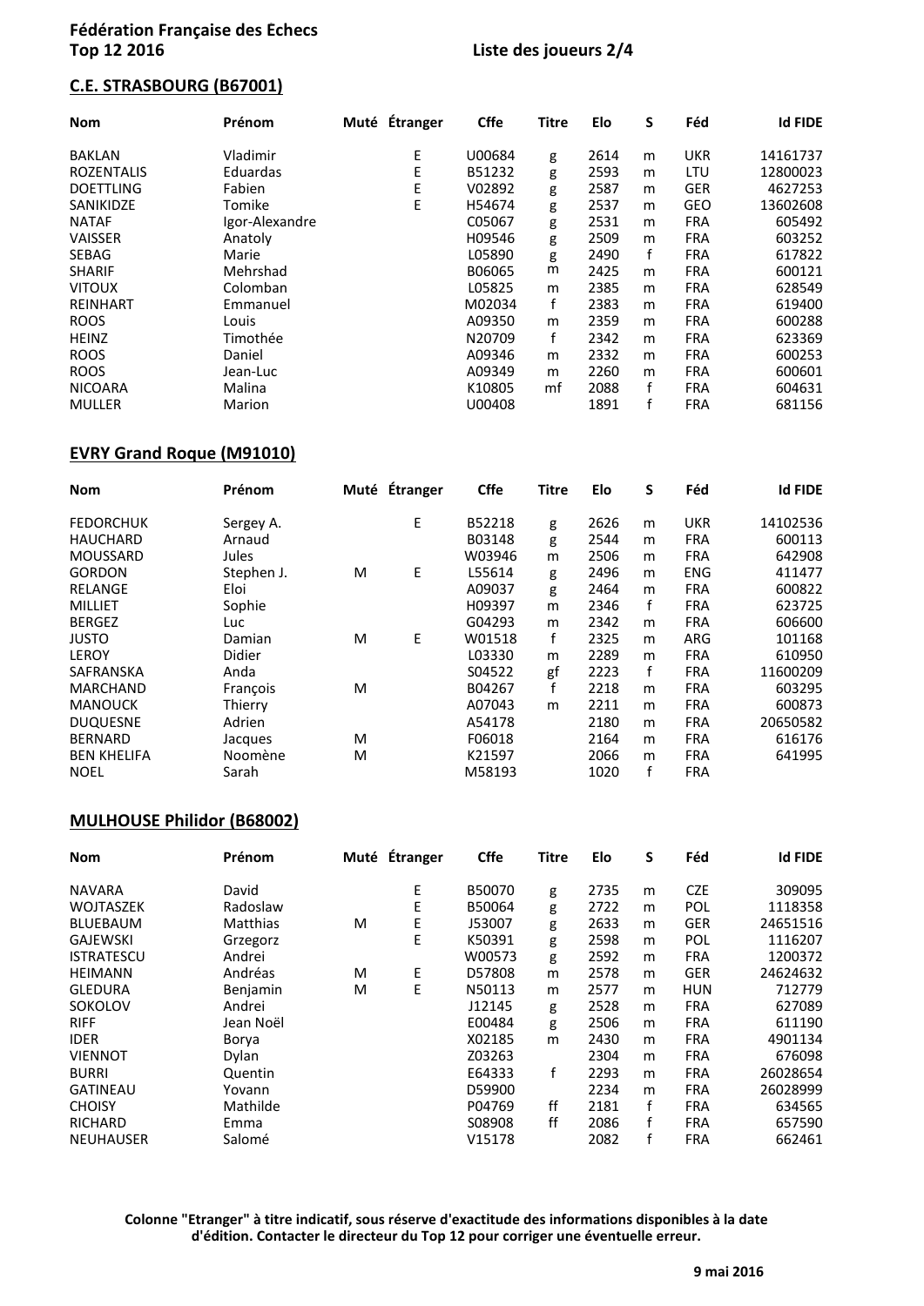**Fédération Française des Echecs**
**Top 12 2016** **Liste des joueurs 2/4**

## C.E. STRASBOURG (B67001)

| Nom | Prénom | Muté | Étranger | Cffe | Titre | Elo | S | Féd | Id FIDE |
|---|---|---|---|---|---|---|---|---|---|
| BAKLAN | Vladimir | | E | U00684 | g | 2614 | m | UKR | 14161737 |
| ROZENTALIS | Eduardas | | E | B51232 | g | 2593 | m | LTU | 12800023 |
| DOETTLING | Fabien | | E | V02892 | g | 2587 | m | GER | 4627253 |
| SANIKIDZE | Tomike | | E | H54674 | g | 2537 | m | GEO | 13602608 |
| NATAF | Igor-Alexandre | | | C05067 | g | 2531 | m | FRA | 605492 |
| VAISSER | Anatoly | | | H09546 | g | 2509 | m | FRA | 603252 |
| SEBAG | Marie | | | L05890 | g | 2490 | f | FRA | 617822 |
| SHARIF | Mehrshad | | | B06065 | m | 2425 | m | FRA | 600121 |
| VITOUX | Colomban | | | L05825 | m | 2385 | m | FRA | 628549 |
| REINHART | Emmanuel | | | M02034 | f | 2383 | m | FRA | 619400 |
| ROOS | Louis | | | A09350 | m | 2359 | m | FRA | 600288 |
| HEINZ | Timothée | | | N20709 | f | 2342 | m | FRA | 623369 |
| ROOS | Daniel | | | A09346 | m | 2332 | m | FRA | 600253 |
| ROOS | Jean-Luc | | | A09349 | m | 2260 | m | FRA | 600601 |
| NICOARA | Malina | | | K10805 | mf | 2088 | f | FRA | 604631 |
| MULLER | Marion | | | U00408 | | 1891 | f | FRA | 681156 |

## EVRY Grand Roque (M91010)

| Nom | Prénom | Muté | Étranger | Cffe | Titre | Elo | S | Féd | Id FIDE |
|---|---|---|---|---|---|---|---|---|---|
| FEDORCHUK | Sergey A. | | E | B52218 | g | 2626 | m | UKR | 14102536 |
| HAUCHARD | Arnaud | | | B03148 | g | 2544 | m | FRA | 600113 |
| MOUSSARD | Jules | | | W03946 | m | 2506 | m | FRA | 642908 |
| GORDON | Stephen J. | M | E | L55614 | g | 2496 | m | ENG | 411477 |
| RELANGE | Eloi | | | A09037 | g | 2464 | m | FRA | 600822 |
| MILLIET | Sophie | | | H09397 | m | 2346 | f | FRA | 623725 |
| BERGEZ | Luc | | | G04293 | m | 2342 | m | FRA | 606600 |
| JUSTO | Damian | M | E | W01518 | f | 2325 | m | ARG | 101168 |
| LEROY | Didier | | | L03330 | m | 2289 | m | FRA | 610950 |
| SAFRANSKA | Anda | | | S04522 | gf | 2223 | f | FRA | 11600209 |
| MARCHAND | François | M | | B04267 | f | 2218 | m | FRA | 603295 |
| MANOUCK | Thierry | | | A07043 | m | 2211 | m | FRA | 600873 |
| DUQUESNE | Adrien | | | A54178 | | 2180 | m | FRA | 20650582 |
| BERNARD | Jacques | M | | F06018 | | 2164 | m | FRA | 616176 |
| BEN KHELIFA | Noomène | M | | K21597 | | 2066 | m | FRA | 641995 |
| NOEL | Sarah | | | M58193 | | 1020 | f | FRA | |

## MULHOUSE Philidor (B68002)

| Nom | Prénom | Muté | Étranger | Cffe | Titre | Elo | S | Féd | Id FIDE |
|---|---|---|---|---|---|---|---|---|---|
| NAVARA | David | | E | B50070 | g | 2735 | m | CZE | 309095 |
| WOJTASZEK | Radoslaw | | E | B50064 | g | 2722 | m | POL | 1118358 |
| BLUEBAUM | Matthias | M | E | J53007 | g | 2633 | m | GER | 24651516 |
| GAJEWSKI | Grzegorz | | E | K50391 | g | 2598 | m | POL | 1116207 |
| ISTRATESCU | Andrei | | | W00573 | g | 2592 | m | FRA | 1200372 |
| HEIMANN | Andréas | M | E | D57808 | m | 2578 | m | GER | 24624632 |
| GLEDURA | Benjamin | M | E | N50113 | m | 2577 | m | HUN | 712779 |
| SOKOLOV | Andrei | | | J12145 | g | 2528 | m | FRA | 627089 |
| RIFF | Jean Noël | | | E00484 | g | 2506 | m | FRA | 611190 |
| IDER | Borya | | | X02185 | m | 2430 | m | FRA | 4901134 |
| VIENNOT | Dylan | | | Z03263 | | 2304 | m | FRA | 676098 |
| BURRI | Quentin | | | E64333 | f | 2293 | m | FRA | 26028654 |
| GATINEAU | Yovann | | | D59900 | | 2234 | m | FRA | 26028999 |
| CHOISY | Mathilde | | | P04769 | ff | 2181 | f | FRA | 634565 |
| RICHARD | Emma | | | S08908 | ff | 2086 | f | FRA | 657590 |
| NEUHAUSER | Salomé | | | V15178 | | 2082 | f | FRA | 662461 |

**Colonne "Etranger" à titre indicatif, sous réserve d'exactitude des informations disponibles à la date d'édition. Contacter le directeur du Top 12 pour corriger une éventuelle erreur.**

**9 mai 2016**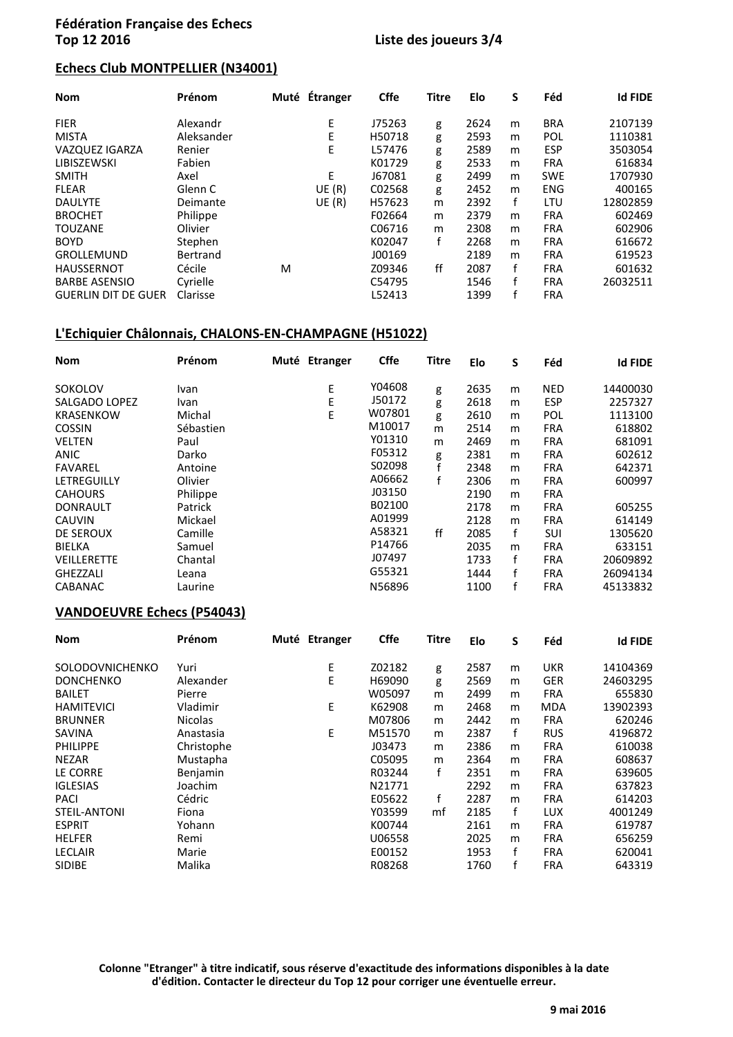**Fédération Française des Echecs**
**Top 12 2016** **Liste des joueurs 3/4**

## Echecs Club MONTPELLIER (N34001)

| Nom | Prénom | Muté | Étranger | Cffe | Titre | Elo | S | Féd | Id FIDE |
|---|---|---|---|---|---|---|---|---|---|
| FIER | Alexandr | | E | J75263 | g | 2624 | m | BRA | 2107139 |
| MISTA | Aleksander | | E | H50718 | g | 2593 | m | POL | 1110381 |
| VAZQUEZ IGARZA | Renier | | E | L57476 | g | 2589 | m | ESP | 3503054 |
| LIBISZEWSKI | Fabien | | | K01729 | g | 2533 | m | FRA | 616834 |
| SMITH | Axel | | E | J67081 | g | 2499 | m | SWE | 1707930 |
| FLEAR | Glenn C | | UE (R) | C02568 | g | 2452 | m | ENG | 400165 |
| DAULYTE | Deimante | | UE (R) | H57623 | m | 2392 | f | LTU | 12802859 |
| BROCHET | Philippe | | | F02664 | m | 2379 | m | FRA | 602469 |
| TOUZANE | Olivier | | | C06716 | m | 2308 | m | FRA | 602906 |
| BOYD | Stephen | | | K02047 | f | 2268 | m | FRA | 616672 |
| GROLLEMUND | Bertrand | | | J00169 | | 2189 | m | FRA | 619523 |
| HAUSSERNOT | Cécile | M | | Z09346 | ff | 2087 | f | FRA | 601632 |
| BARBE ASENSIO | Cyrielle | | | C54795 | | 1546 | f | FRA | 26032511 |
| GUERLIN DIT DE GUER | Clarisse | | | L52413 | | 1399 | f | FRA | |

## L'Echiquier Châlonnais, CHALONS-EN-CHAMPAGNE (H51022)

| Nom | Prénom | Muté | Etranger | Cffe | Titre | Elo | S | Féd | Id FIDE |
|---|---|---|---|---|---|---|---|---|---|
| SOKOLOV | Ivan | | E | Y04608 | g | 2635 | m | NED | 14400030 |
| SALGADO LOPEZ | Ivan | | E | J50172 | g | 2618 | m | ESP | 2257327 |
| KRASENKOW | Michal | | E | W07801 | g | 2610 | m | POL | 1113100 |
| COSSIN | Sébastien | | | M10017 | m | 2514 | m | FRA | 618802 |
| VELTEN | Paul | | | Y01310 | m | 2469 | m | FRA | 681091 |
| ANIC | Darko | | | F05312 | g | 2381 | m | FRA | 602612 |
| FAVAREL | Antoine | | | S02098 | f | 2348 | m | FRA | 642371 |
| LETREGUILLY | Olivier | | | A06662 | f | 2306 | m | FRA | 600997 |
| CAHOURS | Philippe | | | J03150 | | 2190 | m | FRA | |
| DONRAULT | Patrick | | | B02100 | | 2178 | m | FRA | 605255 |
| CAUVIN | Mickael | | | A01999 | | 2128 | m | FRA | 614149 |
| DE SEROUX | Camille | | | A58321 | ff | 2085 | f | SUI | 1305620 |
| BIELKA | Samuel | | | P14766 | | 2035 | m | FRA | 633151 |
| VEILLERETTE | Chantal | | | J07497 | | 1733 | f | FRA | 20609892 |
| GHEZZALI | Leana | | | G55321 | | 1444 | f | FRA | 26094134 |
| CABANAC | Laurine | | | N56896 | | 1100 | f | FRA | 45133832 |

## VANDOEUVRE Echecs (P54043)

| Nom | Prénom | Muté | Etranger | Cffe | Titre | Elo | S | Féd | Id FIDE |
|---|---|---|---|---|---|---|---|---|---|
| SOLODOVNICHENKO | Yuri | | E | Z02182 | g | 2587 | m | UKR | 14104369 |
| DONCHENKO | Alexander | | E | H69090 | g | 2569 | m | GER | 24603295 |
| BAILET | Pierre | | | W05097 | m | 2499 | m | FRA | 655830 |
| HAMITEVICI | Vladimir | | E | K62908 | m | 2468 | m | MDA | 13902393 |
| BRUNNER | Nicolas | | | M07806 | m | 2442 | m | FRA | 620246 |
| SAVINA | Anastasia | | E | M51570 | m | 2387 | f | RUS | 4196872 |
| PHILIPPE | Christophe | | | J03473 | m | 2386 | m | FRA | 610038 |
| NEZAR | Mustapha | | | C05095 | m | 2364 | m | FRA | 608637 |
| LE CORRE | Benjamin | | | R03244 | f | 2351 | m | FRA | 639605 |
| IGLESIAS | Joachim | | | N21771 | | 2292 | m | FRA | 637823 |
| PACI | Cédric | | | E05622 | f | 2287 | m | FRA | 614203 |
| STEIL-ANTONI | Fiona | | | Y03599 | mf | 2185 | f | LUX | 4001249 |
| ESPRIT | Yohann | | | K00744 | | 2161 | m | FRA | 619787 |
| HELFER | Remi | | | U06558 | | 2025 | m | FRA | 656259 |
| LECLAIR | Marie | | | E00152 | | 1953 | f | FRA | 620041 |
| SIDIBE | Malika | | | R08268 | | 1760 | f | FRA | 643319 |

**Colonne "Etranger" à titre indicatif, sous réserve d'exactitude des informations disponibles à la date d'édition. Contacter le directeur du Top 12 pour corriger une éventuelle erreur.**

**9 mai 2016**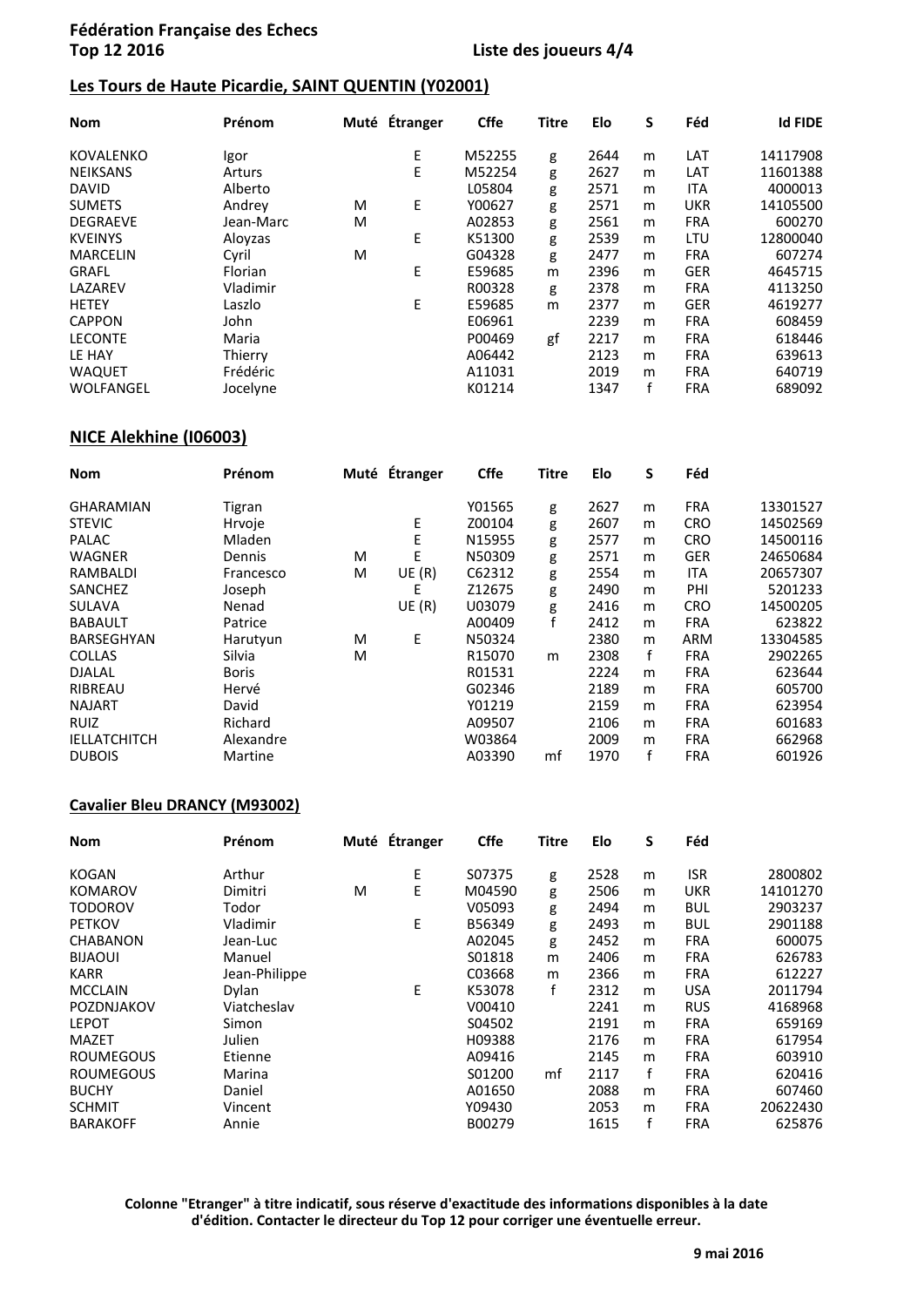**Fédération Française des Echecs**
**Top 12 2016** **Liste des joueurs 4/4**

## Les Tours de Haute Picardie, SAINT QUENTIN (Y02001)

| Nom | Prénom | Muté | Étranger | Cffe | Titre | Elo | S | Féd | Id FIDE |
|---|---|---|---|---|---|---|---|---|---|
| KOVALENKO | Igor | | E | M52255 | g | 2644 | m | LAT | 14117908 |
| NEIKSANS | Arturs | | E | M52254 | g | 2627 | m | LAT | 11601388 |
| DAVID | Alberto | | | L05804 | g | 2571 | m | ITA | 4000013 |
| SUMETS | Andrey | M | E | Y00627 | g | 2571 | m | UKR | 14105500 |
| DEGRAEVE | Jean-Marc | M | | A02853 | g | 2561 | m | FRA | 600270 |
| KVEINYS | Aloyzas | | E | K51300 | g | 2539 | m | LTU | 12800040 |
| MARCELIN | Cyril | M | | G04328 | g | 2477 | m | FRA | 607274 |
| GRAFL | Florian | | E | E59685 | m | 2396 | m | GER | 4645715 |
| LAZAREV | Vladimir | | | R00328 | g | 2378 | m | FRA | 4113250 |
| HETEY | Laszlo | | E | E59685 | m | 2377 | m | GER | 4619277 |
| CAPPON | John | | | E06961 | | 2239 | m | FRA | 608459 |
| LECONTE | Maria | | | P00469 | gf | 2217 | m | FRA | 618446 |
| LE HAY | Thierry | | | A06442 | | 2123 | m | FRA | 639613 |
| WAQUET | Frédéric | | | A11031 | | 2019 | m | FRA | 640719 |
| WOLFANGEL | Jocelyne | | | K01214 | | 1347 | f | FRA | 689092 |

## NICE Alekhine (I06003)

| Nom | Prénom | Muté | Étranger | Cffe | Titre | Elo | S | Féd | |
|---|---|---|---|---|---|---|---|---|---|
| GHARAMIAN | Tigran | | | Y01565 | g | 2627 | m | FRA | 13301527 |
| STEVIC | Hrvoje | | E | Z00104 | g | 2607 | m | CRO | 14502569 |
| PALAC | Mladen | | E | N15955 | g | 2577 | m | CRO | 14500116 |
| WAGNER | Dennis | M | E | N50309 | g | 2571 | m | GER | 24650684 |
| RAMBALDI | Francesco | M | UE (R) | C62312 | g | 2554 | m | ITA | 20657307 |
| SANCHEZ | Joseph | | E | Z12675 | g | 2490 | m | PHI | 5201233 |
| SULAVA | Nenad | | UE (R) | U03079 | g | 2416 | m | CRO | 14500205 |
| BABAULT | Patrice | | | A00409 | f | 2412 | m | FRA | 623822 |
| BARSEGHYAN | Harutyun | M | E | N50324 | | 2380 | m | ARM | 13304585 |
| COLLAS | Silvia | M | | R15070 | m | 2308 | f | FRA | 2902265 |
| DJALAL | Boris | | | R01531 | | 2224 | m | FRA | 623644 |
| RIBREAU | Hervé | | | G02346 | | 2189 | m | FRA | 605700 |
| NAJART | David | | | Y01219 | | 2159 | m | FRA | 623954 |
| RUIZ | Richard | | | A09507 | | 2106 | m | FRA | 601683 |
| IELLATCHITCH | Alexandre | | | W03864 | | 2009 | m | FRA | 662968 |
| DUBOIS | Martine | | | A03390 | mf | 1970 | f | FRA | 601926 |

## Cavalier Bleu DRANCY (M93002)

| Nom | Prénom | Muté | Étranger | Cffe | Titre | Elo | S | Féd | |
|---|---|---|---|---|---|---|---|---|---|
| KOGAN | Arthur | | E | S07375 | g | 2528 | m | ISR | 2800802 |
| KOMAROV | Dimitri | M | E | M04590 | g | 2506 | m | UKR | 14101270 |
| TODOROV | Todor | | | V05093 | g | 2494 | m | BUL | 2903237 |
| PETKOV | Vladimir | | E | B56349 | g | 2493 | m | BUL | 2901188 |
| CHABANON | Jean-Luc | | | A02045 | g | 2452 | m | FRA | 600075 |
| BIJAOUI | Manuel | | | S01818 | m | 2406 | m | FRA | 626783 |
| KARR | Jean-Philippe | | | C03668 | m | 2366 | m | FRA | 612227 |
| MCCLAIN | Dylan | | E | K53078 | f | 2312 | m | USA | 2011794 |
| POZDNJAKOV | Viatcheslav | | | V00410 | | 2241 | m | RUS | 4168968 |
| LEPOT | Simon | | | S04502 | | 2191 | m | FRA | 659169 |
| MAZET | Julien | | | H09388 | | 2176 | m | FRA | 617954 |
| ROUMEGOUS | Etienne | | | A09416 | | 2145 | m | FRA | 603910 |
| ROUMEGOUS | Marina | | | S01200 | mf | 2117 | f | FRA | 620416 |
| BUCHY | Daniel | | | A01650 | | 2088 | m | FRA | 607460 |
| SCHMIT | Vincent | | | Y09430 | | 2053 | m | FRA | 20622430 |
| BARAKOFF | Annie | | | B00279 | | 1615 | f | FRA | 625876 |

**Colonne "Etranger" à titre indicatif, sous réserve d'exactitude des informations disponibles à la date d'édition. Contacter le directeur du Top 12 pour corriger une éventuelle erreur.**

**9 mai 2016**